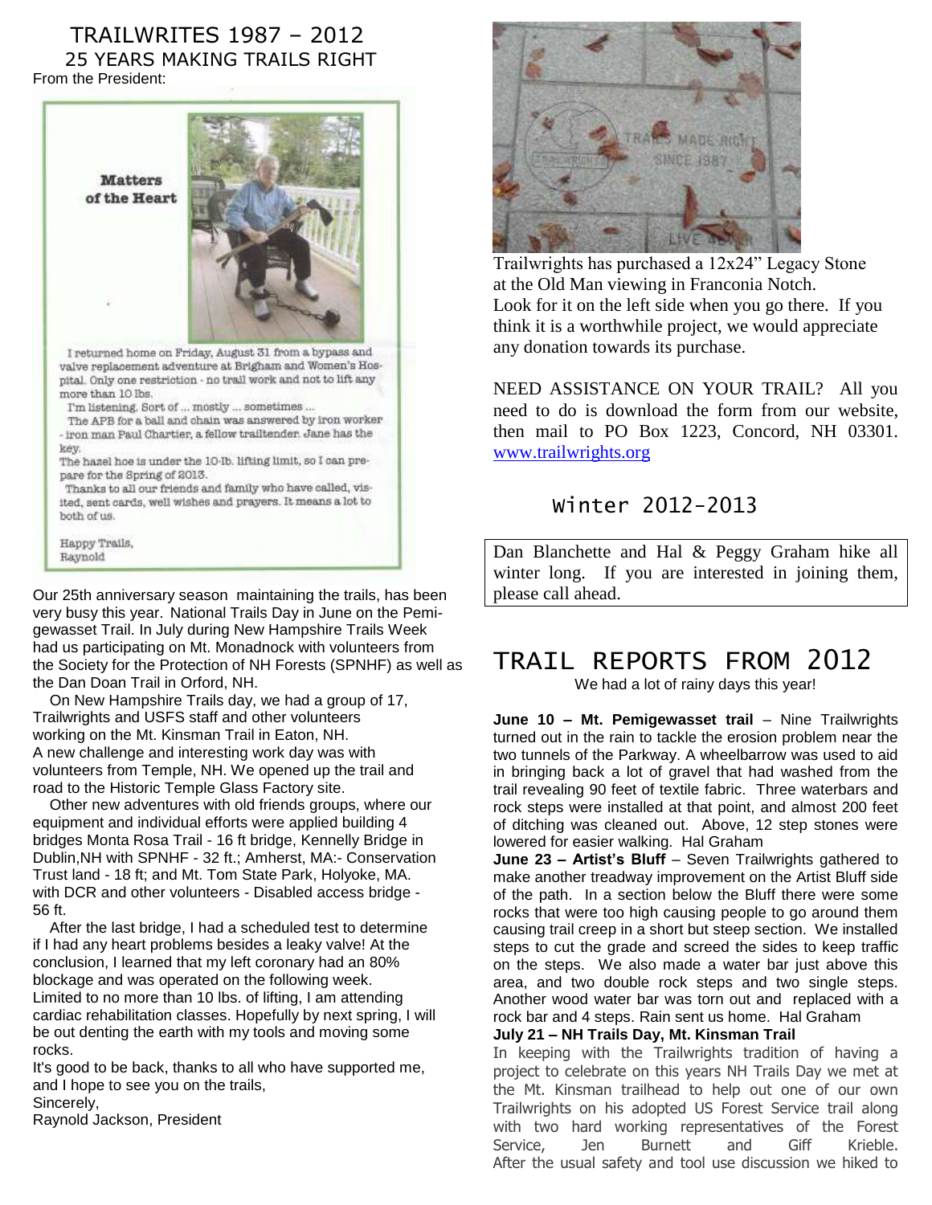# TRAILWRITES 1987 – 2012

## 25 YEARS MAKING TRAILS RIGHT

From the President:

**Matters of the Heart**

I returned home on Friday, August 31 from a bypass and valve replacement adventure at Brigham and Women's Hospital. Only one restriction - no trail work and not to lift any more than 10 lbs.

I'm listening. Sort of ... mostly ... sometimes ...

The APB for a ball and chain was answered by iron worker - iron man Paul Chartier, a fellow trailtender. Jane has the key.

The hazel hoe is under the 10-lb. lifting limit, so I can prepare for the Spring of 2013.

Thanks to all our friends and family who have called, visited, sent cards, well wishes and prayers. It means a lot to both of us.

Happy Trails,
Raynold

Our 25th anniversary season maintaining the trails, has been very busy this year. National Trails Day in June on the Pemigewasset Trail. In July during New Hampshire Trails Week had us participating on Mt. Monadnock with volunteers from the Society for the Protection of NH Forests (SPNHF) as well as the Dan Doan Trail in Orford, NH.

On New Hampshire Trails day, we had a group of 17, Trailwrights and USFS staff and other volunteers working on the Mt. Kinsman Trail in Eaton, NH. A new challenge and interesting work day was with volunteers from Temple, NH. We opened up the trail and road to the Historic Temple Glass Factory site.

Other new adventures with old friends groups, where our equipment and individual efforts were applied building 4 bridges Monta Rosa Trail - 16 ft bridge, Kennelly Bridge in Dublin,NH with SPNHF - 32 ft.; Amherst, MA:- Conservation Trust land - 18 ft; and Mt. Tom State Park, Holyoke, MA. with DCR and other volunteers - Disabled access bridge - 56 ft.

After the last bridge, I had a scheduled test to determine if I had any heart problems besides a leaky valve! At the conclusion, I learned that my left coronary had an 80% blockage and was operated on the following week. Limited to no more than 10 lbs. of lifting, I am attending cardiac rehabilitation classes. Hopefully by next spring, I will be out denting the earth with my tools and moving some rocks.

It's good to be back, thanks to all who have supported me, and I hope to see you on the trails,

Sincerely,
Raynold Jackson, President

Trailwrights has purchased a 12x24" Legacy Stone at the Old Man viewing in Franconia Notch. Look for it on the left side when you go there. If you think it is a worthwhile project, we would appreciate any donation towards its purchase.

NEED ASSISTANCE ON YOUR TRAIL? All you need to do is download the form from our website, then mail to PO Box 1223, Concord, NH 03301. www.trailwrights.org

## Winter 2012-2013

Dan Blanchette and Hal & Peggy Graham hike all winter long. If you are interested in joining them, please call ahead.

# TRAIL REPORTS FROM 2012

We had a lot of rainy days this year!

**June 10 – Mt. Pemigewasset trail** – Nine Trailwrights turned out in the rain to tackle the erosion problem near the two tunnels of the Parkway. A wheelbarrow was used to aid in bringing back a lot of gravel that had washed from the trail revealing 90 feet of textile fabric. Three waterbars and rock steps were installed at that point, and almost 200 feet of ditching was cleaned out. Above, 12 step stones were lowered for easier walking. Hal Graham

**June 23 – Artist's Bluff** – Seven Trailwrights gathered to make another treadway improvement on the Artist Bluff side of the path. In a section below the Bluff there were some rocks that were too high causing people to go around them causing trail creep in a short but steep section. We installed steps to cut the grade and screed the sides to keep traffic on the steps. We also made a water bar just above this area, and two double rock steps and two single steps. Another wood water bar was torn out and replaced with a rock bar and 4 steps. Rain sent us home. Hal Graham

**July 21 – NH Trails Day, Mt. Kinsman Trail**

In keeping with the Trailwrights tradition of having a project to celebrate on this years NH Trails Day we met at the Mt. Kinsman trailhead to help out one of our own Trailwrights on his adopted US Forest Service trail along with two hard working representatives of the Forest Service, Jen Burnett and Giff Krieble. After the usual safety and tool use discussion we hiked to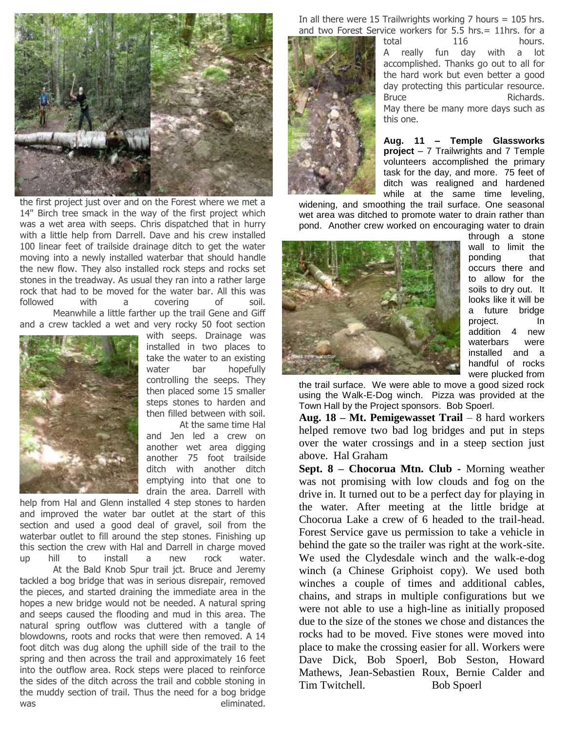the first project just over and on the Forest where we met a 14" Birch tree smack in the way of the first project which was a wet area with seeps. Chris dispatched that in hurry with a little help from Darrell. Dave and his crew installed 100 linear feet of trailside drainage ditch to get the water moving into a newly installed waterbar that should handle the new flow. They also installed rock steps and rocks set stones in the treadway. As usual they ran into a rather large rock that had to be moved for the water bar. All this was followed with a covering of soil.

Meanwhile a little farther up the trail Gene and Giff and a crew tackled a wet and very rocky 50 foot section with seeps. Drainage was installed in two places to take the water to an existing water bar hopefully controlling the seeps. They then placed some 15 smaller steps stones to harden and then filled between with soil.

At the same time Hal and Jen led a crew on another wet area digging another 75 foot trailside ditch with another ditch emptying into that one to drain the area. Darrell with help from Hal and Glenn installed 4 step stones to harden and improved the water bar outlet at the start of this section and used a good deal of gravel, soil from the waterbar outlet to fill around the step stones. Finishing up this section the crew with Hal and Darrell in charge moved up hill to install a new rock water.

At the Bald Knob Spur trail jct. Bruce and Jeremy tackled a bog bridge that was in serious disrepair, removed the pieces, and started draining the immediate area in the hopes a new bridge would not be needed. A natural spring and seeps caused the flooding and mud in this area. The natural spring outflow was cluttered with a tangle of blowdowns, roots and rocks that were then removed. A 14 foot ditch was dug along the uphill side of the trail to the spring and then across the trail and approximately 16 feet into the outflow area. Rock steps were placed to reinforce the sides of the ditch across the trail and cobble stoning in the muddy section of trail. Thus the need for a bog bridge was eliminated.

In all there were 15 Trailwrights working 7 hours = 105 hrs. and two Forest Service workers for 5.5 hrs.= 11hrs. for a total 116 hours. A really fun day with a lot accomplished. Thanks go out to all for the hard work but even better a good day protecting this particular resource. Bruce Richards. May there be many more days such as this one.

**Aug. 11 – Temple Glassworks project** – 7 Trailwrights and 7 Temple volunteers accomplished the primary task for the day, and more. 75 feet of ditch was realigned and hardened while at the same time leveling, widening, and smoothing the trail surface. One seasonal wet area was ditched to promote water to drain rather than pond. Another crew worked on encouraging water to drain through a stone wall to limit the ponding that occurs there and to allow for the soils to dry out. It looks like it will be a future bridge project. In addition 4 new waterbars were installed and a handful of rocks were plucked from the trail surface. We were able to move a good sized rock using the Walk-E-Dog winch. Pizza was provided at the Town Hall by the Project sponsors. Bob Spoerl.

**Aug. 18 – Mt. Pemigewasset Trail** – 8 hard workers helped remove two bad log bridges and put in steps over the water crossings and in a steep section just above. Hal Graham

**Sept. 8 – Chocorua Mtn. Club** - Morning weather was not promising with low clouds and fog on the drive in. It turned out to be a perfect day for playing in the water. After meeting at the little bridge at Chocorua Lake a crew of 6 headed to the trail-head. Forest Service gave us permission to take a vehicle in behind the gate so the trailer was right at the work-site. We used the Clydesdale winch and the walk-e-dog winch (a Chinese Griphoist copy). We used both winches a couple of times and additional cables, chains, and straps in multiple configurations but we were not able to use a high-line as initially proposed due to the size of the stones we chose and distances the rocks had to be moved. Five stones were moved into place to make the crossing easier for all. Workers were Dave Dick, Bob Spoerl, Bob Seston, Howard Mathews, Jean-Sebastien Roux, Bernie Calder and Tim Twitchell. Bob Spoerl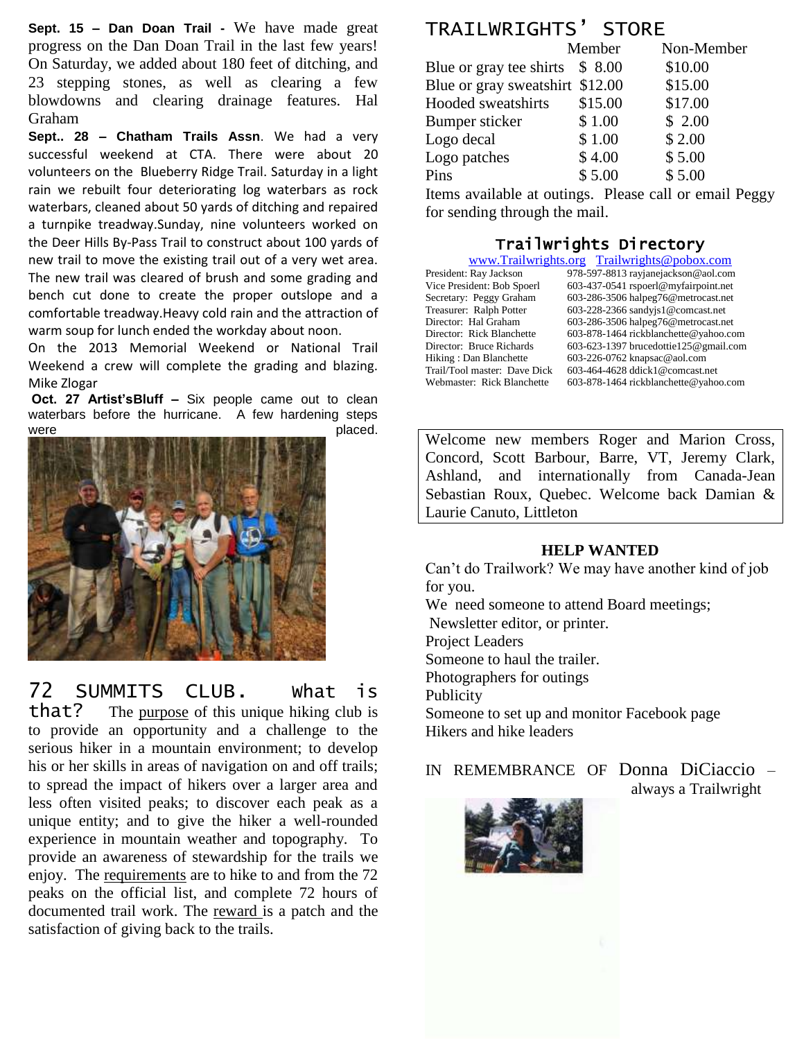**Sept. 15 – Dan Doan Trail -** We have made great progress on the Dan Doan Trail in the last few years! On Saturday, we added about 180 feet of ditching, and 23 stepping stones, as well as clearing a few blowdowns and clearing drainage features. Hal Graham

**Sept.. 28 – Chatham Trails Assn**. We had a very successful weekend at CTA. There were about 20 volunteers on the Blueberry Ridge Trail. Saturday in a light rain we rebuilt four deteriorating log waterbars as rock waterbars, cleaned about 50 yards of ditching and repaired a turnpike treadway.Sunday, nine volunteers worked on the Deer Hills By-Pass Trail to construct about 100 yards of new trail to move the existing trail out of a very wet area. The new trail was cleared of brush and some grading and bench cut done to create the proper outslope and a comfortable treadway.Heavy cold rain and the attraction of warm soup for lunch ended the workday about noon.

On the 2013 Memorial Weekend or National Trail Weekend a crew will complete the grading and blazing. Mike Zlogar

**Oct. 27 Artist'sBluff –** Six people came out to clean waterbars before the hurricane. A few hardening steps were placed.

## 72 SUMMITS CLUB. What is that?

The purpose of this unique hiking club is to provide an opportunity and a challenge to the serious hiker in a mountain environment; to develop his or her skills in areas of navigation on and off trails; to spread the impact of hikers over a larger area and less often visited peaks; to discover each peak as a unique entity; and to give the hiker a well-rounded experience in mountain weather and topography. To provide an awareness of stewardship for the trails we enjoy. The requirements are to hike to and from the 72 peaks on the official list, and complete 72 hours of documented trail work. The reward is a patch and the satisfaction of giving back to the trails.

## TRAILWRIGHTS' STORE

| | Member | Non-Member |
|---|---|---|
| Blue or gray tee shirts | $ 8.00 | $10.00 |
| Blue or gray sweatshirt | $12.00 | $15.00 |
| Hooded sweatshirts | $15.00 | $17.00 |
| Bumper sticker | $ 1.00 | $ 2.00 |
| Logo decal | $ 1.00 | $ 2.00 |
| Logo patches | $ 4.00 | $ 5.00 |
| Pins | $ 5.00 | $ 5.00 |

Items available at outings. Please call or email Peggy for sending through the mail.

## Trailwrights Directory

www.Trailwrights.org Trailwrights@pobox.com

| | |
|---|---|
| President: Ray Jackson | 978-597-8813 rayjanejackson@aol.com |
| Vice President: Bob Spoerl | 603-437-0541 rspoerl@myfairpoint.net |
| Secretary: Peggy Graham | 603-286-3506 halpeg76@metrocast.net |
| Treasurer: Ralph Potter | 603-228-2366 sandyjs1@comcast.net |
| Director: Hal Graham | 603-286-3506 halpeg76@metrocast.net |
| Director: Rick Blanchette | 603-878-1464 rickblanchette@yahoo.com |
| Director: Bruce Richards | 603-623-1397 brucedottie125@gmail.com |
| Hiking : Dan Blanchette | 603-226-0762 knapsac@aol.com |
| Trail/Tool master: Dave Dick | 603-464-4628 ddick1@comcast.net |
| Webmaster: Rick Blanchette | 603-878-1464 rickblanchette@yahoo.com |

Welcome new members Roger and Marion Cross, Concord, Scott Barbour, Barre, VT, Jeremy Clark, Ashland, and internationally from Canada-Jean Sebastian Roux, Quebec. Welcome back Damian & Laurie Canuto, Littleton

### HELP WANTED

Can't do Trailwork? We may have another kind of job for you.

We need someone to attend Board meetings;

Newsletter editor, or printer.

Project Leaders

Someone to haul the trailer.

Photographers for outings

Publicity

Someone to set up and monitor Facebook page

Hikers and hike leaders

IN REMEMBRANCE OF Donna DiCiaccio – always a Trailwright